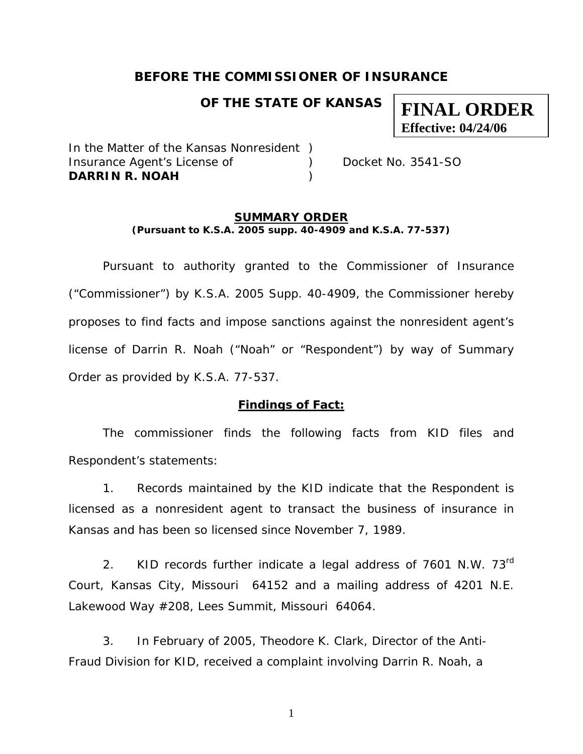**BEFORE THE COMMISSIONER OF INSURANCE**

**OF THE STATE OF KANSAS**

**FINAL ORDER**
**Effective: 04/24/06**

In the Matter of the Kansas Nonresident )
Insurance Agent's License of ) Docket No. 3541-SO
**DARRIN R. NOAH** )

## SUMMARY ORDER
**(Pursuant to K.S.A. 2005 supp. 40-4909 and K.S.A. 77-537)**

Pursuant to authority granted to the Commissioner of Insurance ("Commissioner") by K.S.A. 2005 Supp. 40-4909, the Commissioner hereby proposes to find facts and impose sanctions against the nonresident agent's license of Darrin R. Noah ("Noah" or "Respondent") by way of Summary Order as provided by K.S.A. 77-537.

### Findings of Fact:

The commissioner finds the following facts from KID files and Respondent's statements:

1. Records maintained by the KID indicate that the Respondent is licensed as a nonresident agent to transact the business of insurance in Kansas and has been so licensed since November 7, 1989.

2. KID records further indicate a legal address of 7601 N.W. 73rd Court, Kansas City, Missouri 64152 and a mailing address of 4201 N.E. Lakewood Way #208, Lees Summit, Missouri 64064.

3. In February of 2005, Theodore K. Clark, Director of the Anti-Fraud Division for KID, received a complaint involving Darrin R. Noah, a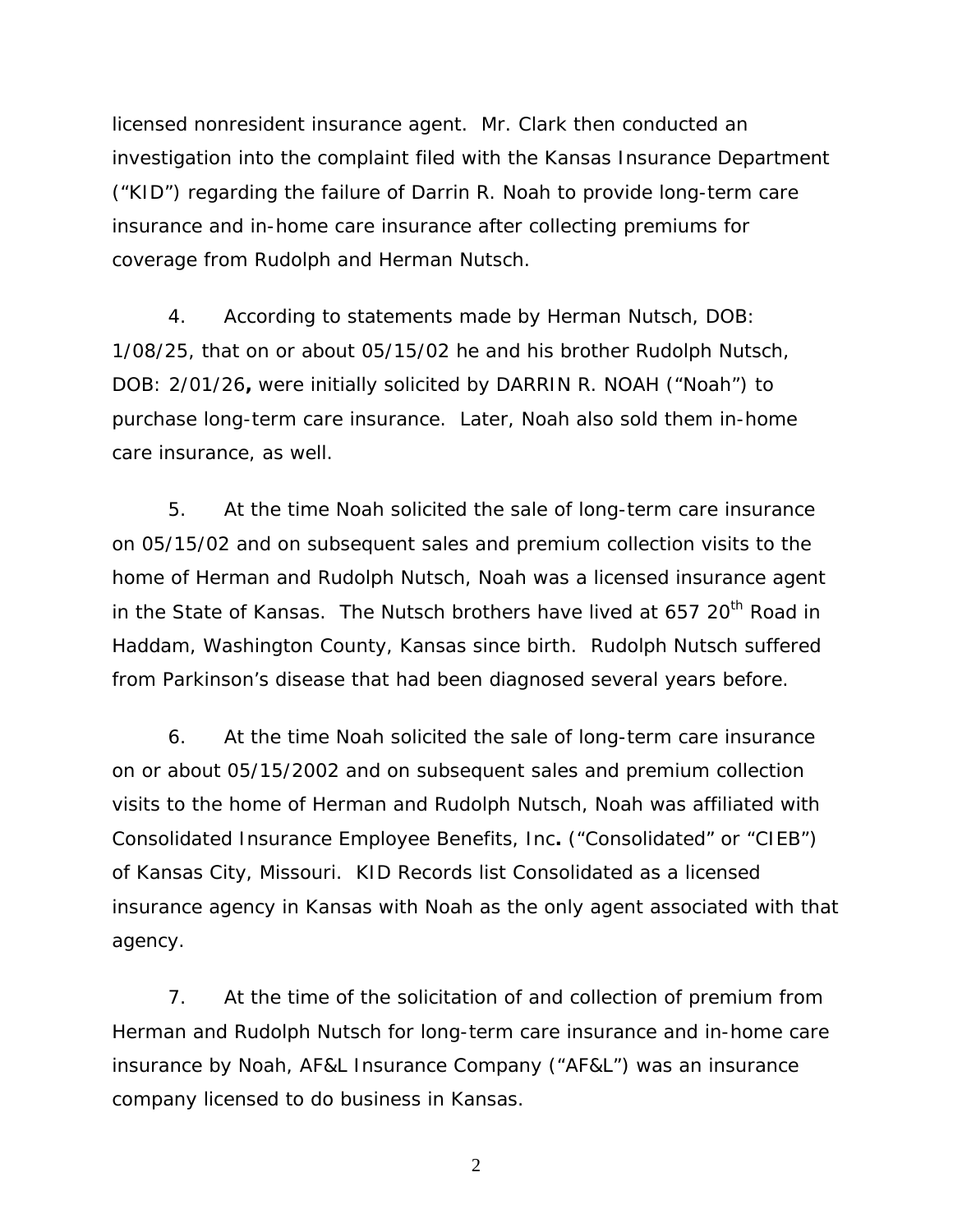licensed nonresident insurance agent. Mr. Clark then conducted an investigation into the complaint filed with the Kansas Insurance Department ("KID") regarding the failure of Darrin R. Noah to provide long-term care insurance and in-home care insurance after collecting premiums for coverage from Rudolph and Herman Nutsch.

4. According to statements made by Herman Nutsch, DOB: 1/08/25, that on or about 05/15/02 he and his brother Rudolph Nutsch, DOB: 2/01/26**,** were initially solicited by DARRIN R. NOAH ("Noah") to purchase long-term care insurance. Later, Noah also sold them in-home care insurance, as well.

5. At the time Noah solicited the sale of long-term care insurance on 05/15/02 and on subsequent sales and premium collection visits to the home of Herman and Rudolph Nutsch, Noah was a licensed insurance agent in the State of Kansas. The Nutsch brothers have lived at 657 20th Road in Haddam, Washington County, Kansas since birth. Rudolph Nutsch suffered from Parkinson's disease that had been diagnosed several years before.

6. At the time Noah solicited the sale of long-term care insurance on or about 05/15/2002 and on subsequent sales and premium collection visits to the home of Herman and Rudolph Nutsch, Noah was affiliated with Consolidated Insurance Employee Benefits, Inc**.** ("Consolidated" or "CIEB") of Kansas City, Missouri. KID Records list Consolidated as a licensed insurance agency in Kansas with Noah as the only agent associated with that agency.

7. At the time of the solicitation of and collection of premium from Herman and Rudolph Nutsch for long-term care insurance and in-home care insurance by Noah, AF&L Insurance Company ("AF&L") was an insurance company licensed to do business in Kansas.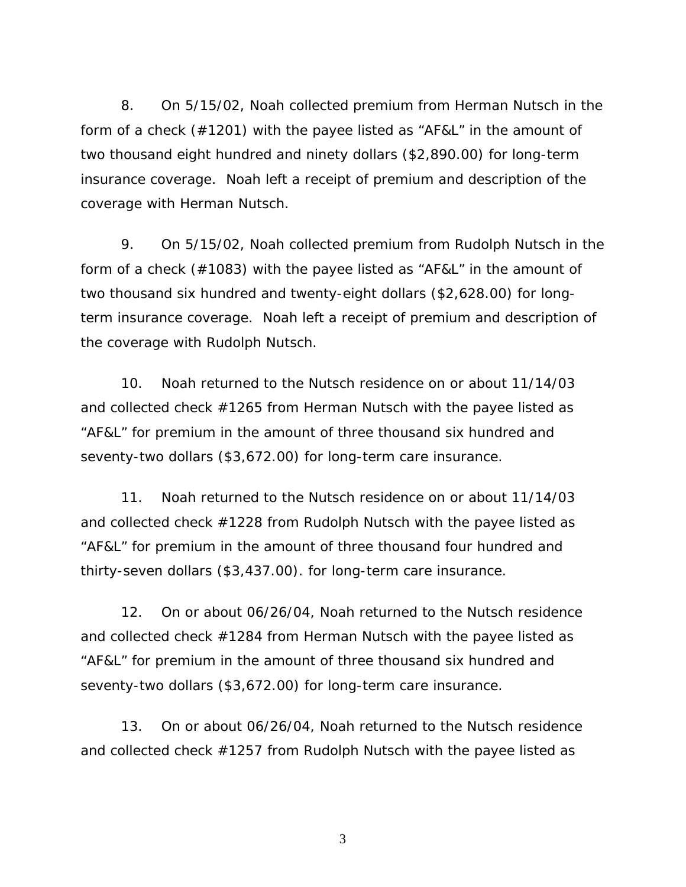8. On 5/15/02, Noah collected premium from Herman Nutsch in the form of a check (#1201) with the payee listed as "AF&L" in the amount of two thousand eight hundred and ninety dollars ($2,890.00) for long-term insurance coverage. Noah left a receipt of premium and description of the coverage with Herman Nutsch.

9. On 5/15/02, Noah collected premium from Rudolph Nutsch in the form of a check (#1083) with the payee listed as "AF&L" in the amount of two thousand six hundred and twenty-eight dollars ($2,628.00) for long-term insurance coverage. Noah left a receipt of premium and description of the coverage with Rudolph Nutsch.

10. Noah returned to the Nutsch residence on or about 11/14/03 and collected check #1265 from Herman Nutsch with the payee listed as "AF&L" for premium in the amount of three thousand six hundred and seventy-two dollars ($3,672.00) for long-term care insurance.

11. Noah returned to the Nutsch residence on or about 11/14/03 and collected check #1228 from Rudolph Nutsch with the payee listed as "AF&L" for premium in the amount of three thousand four hundred and thirty-seven dollars ($3,437.00). for long-term care insurance.

12. On or about 06/26/04, Noah returned to the Nutsch residence and collected check #1284 from Herman Nutsch with the payee listed as "AF&L" for premium in the amount of three thousand six hundred and seventy-two dollars ($3,672.00) for long-term care insurance.

13. On or about 06/26/04, Noah returned to the Nutsch residence and collected check #1257 from Rudolph Nutsch with the payee listed as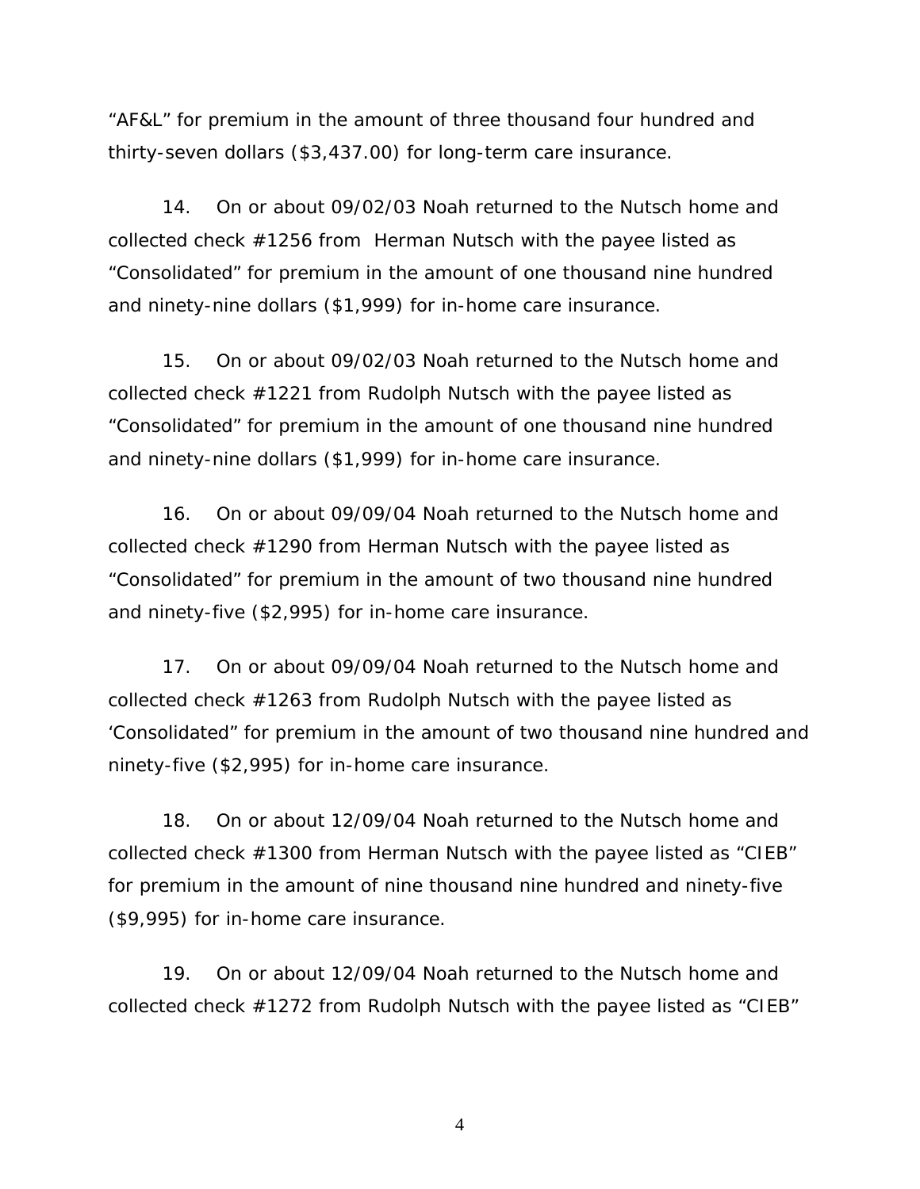"AF&L" for premium in the amount of three thousand four hundred and thirty-seven dollars ($3,437.00) for long-term care insurance.

14. On or about 09/02/03 Noah returned to the Nutsch home and collected check #1256 from Herman Nutsch with the payee listed as "Consolidated" for premium in the amount of one thousand nine hundred and ninety-nine dollars ($1,999) for in-home care insurance.

15. On or about 09/02/03 Noah returned to the Nutsch home and collected check #1221 from Rudolph Nutsch with the payee listed as "Consolidated" for premium in the amount of one thousand nine hundred and ninety-nine dollars ($1,999) for in-home care insurance.

16. On or about 09/09/04 Noah returned to the Nutsch home and collected check #1290 from Herman Nutsch with the payee listed as "Consolidated" for premium in the amount of two thousand nine hundred and ninety-five ($2,995) for in-home care insurance.

17. On or about 09/09/04 Noah returned to the Nutsch home and collected check #1263 from Rudolph Nutsch with the payee listed as 'Consolidated" for premium in the amount of two thousand nine hundred and ninety-five ($2,995) for in-home care insurance.

18. On or about 12/09/04 Noah returned to the Nutsch home and collected check #1300 from Herman Nutsch with the payee listed as "CIEB" for premium in the amount of nine thousand nine hundred and ninety-five ($9,995) for in-home care insurance.

19. On or about 12/09/04 Noah returned to the Nutsch home and collected check #1272 from Rudolph Nutsch with the payee listed as "CIEB"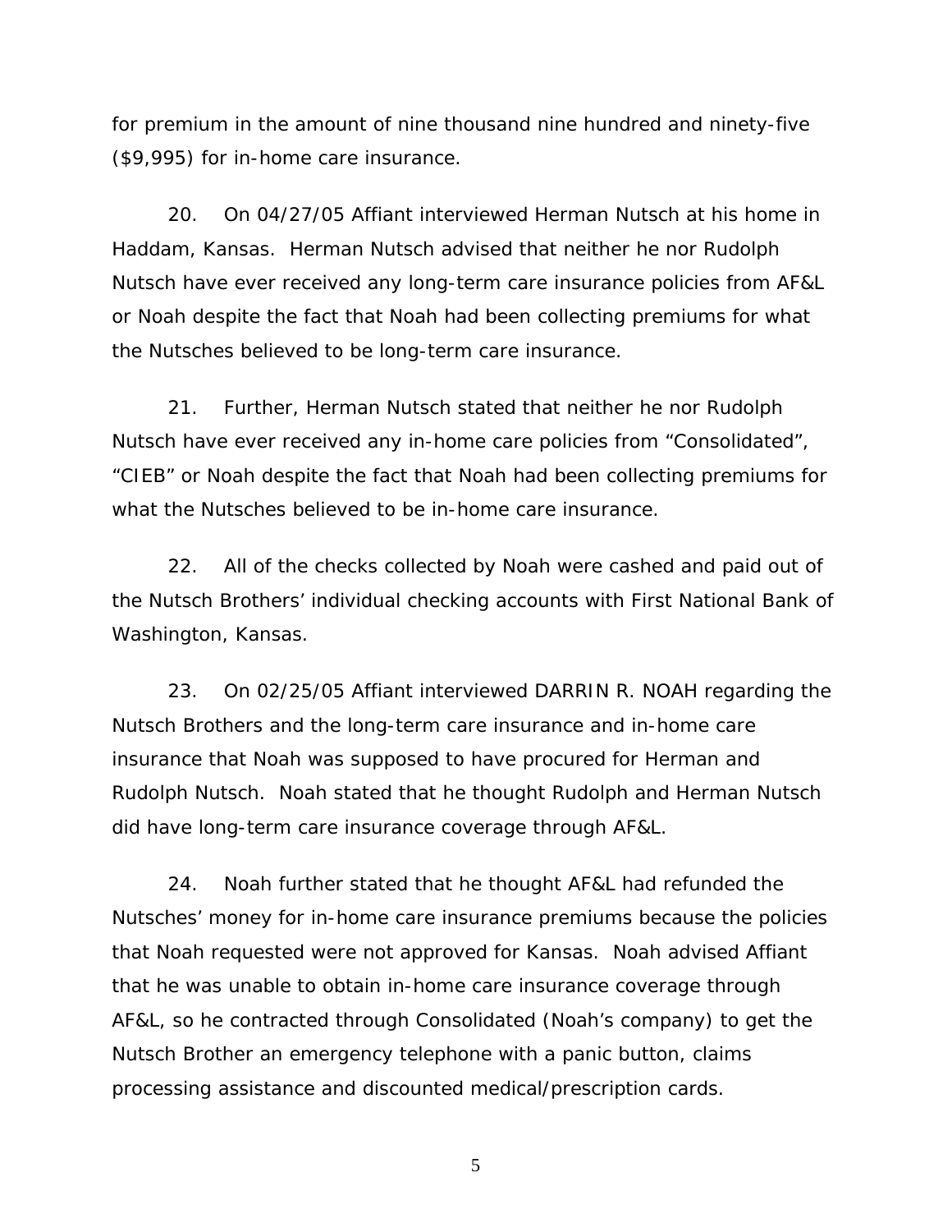for premium in the amount of nine thousand nine hundred and ninety-five ($9,995) for in-home care insurance.

20. On 04/27/05 Affiant interviewed Herman Nutsch at his home in Haddam, Kansas. Herman Nutsch advised that neither he nor Rudolph Nutsch have ever received any long-term care insurance policies from AF&L or Noah despite the fact that Noah had been collecting premiums for what the Nutsches believed to be long-term care insurance.

21. Further, Herman Nutsch stated that neither he nor Rudolph Nutsch have ever received any in-home care policies from "Consolidated", "CIEB" or Noah despite the fact that Noah had been collecting premiums for what the Nutsches believed to be in-home care insurance.

22. All of the checks collected by Noah were cashed and paid out of the Nutsch Brothers' individual checking accounts with First National Bank of Washington, Kansas.

23. On 02/25/05 Affiant interviewed DARRIN R. NOAH regarding the Nutsch Brothers and the long-term care insurance and in-home care insurance that Noah was supposed to have procured for Herman and Rudolph Nutsch. Noah stated that he thought Rudolph and Herman Nutsch did have long-term care insurance coverage through AF&L.

24. Noah further stated that he thought AF&L had refunded the Nutsches' money for in-home care insurance premiums because the policies that Noah requested were not approved for Kansas. Noah advised Affiant that he was unable to obtain in-home care insurance coverage through AF&L, so he contracted through Consolidated (Noah's company) to get the Nutsch Brother an emergency telephone with a panic button, claims processing assistance and discounted medical/prescription cards.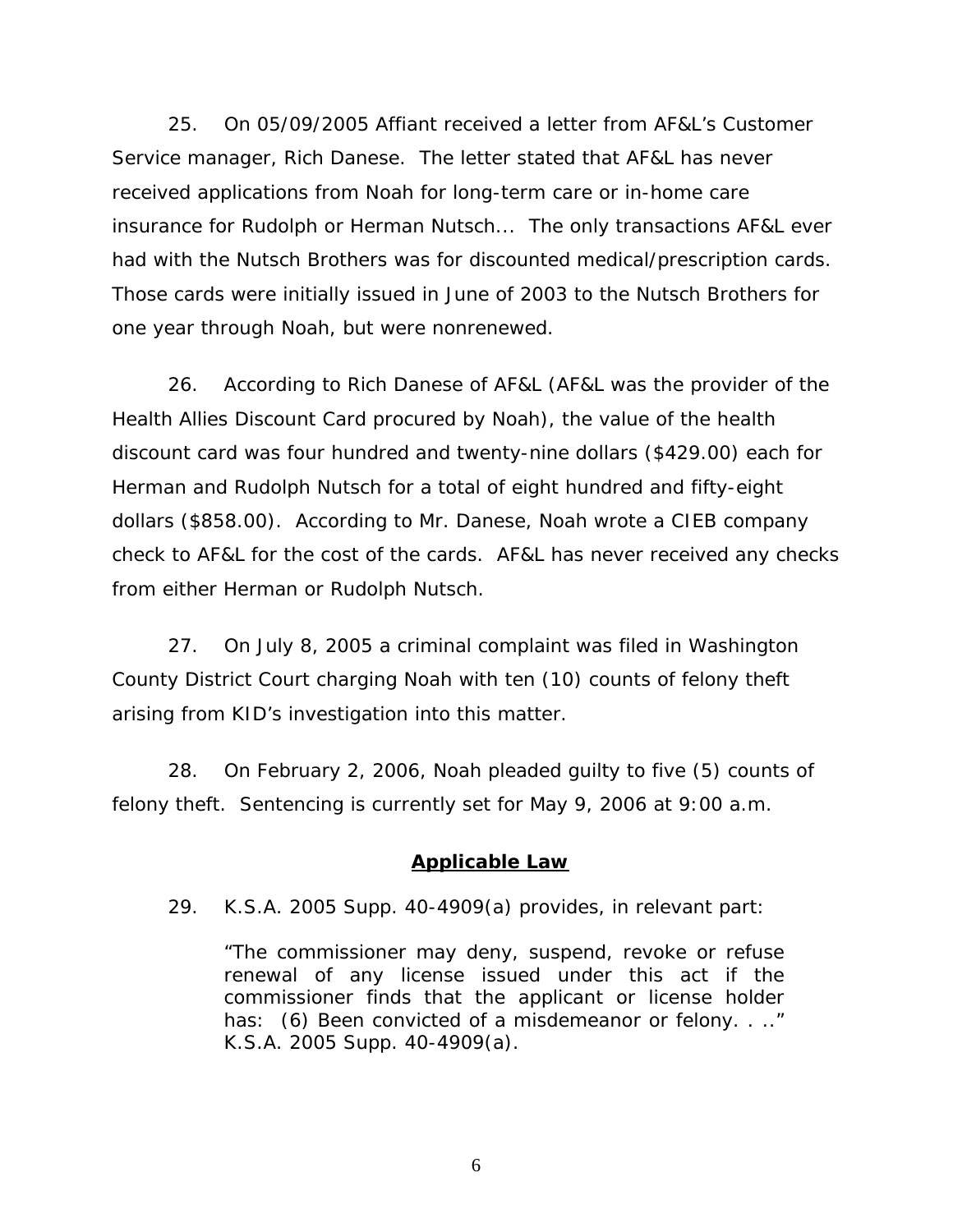25. On 05/09/2005 Affiant received a letter from AF&L's Customer Service manager, Rich Danese. The letter stated that AF&L has never received applications from Noah for long-term care or in-home care insurance for Rudolph or Herman Nutsch... The only transactions AF&L ever had with the Nutsch Brothers was for discounted medical/prescription cards. Those cards were initially issued in June of 2003 to the Nutsch Brothers for one year through Noah, but were nonrenewed.

26. According to Rich Danese of AF&L (AF&L was the provider of the Health Allies Discount Card procured by Noah), the value of the health discount card was four hundred and twenty-nine dollars ($429.00) each for Herman and Rudolph Nutsch for a total of eight hundred and fifty-eight dollars ($858.00). According to Mr. Danese, Noah wrote a CIEB company check to AF&L for the cost of the cards. AF&L has never received any checks from either Herman or Rudolph Nutsch.

27. On July 8, 2005 a criminal complaint was filed in Washington County District Court charging Noah with ten (10) counts of felony theft arising from KID's investigation into this matter.

28. On February 2, 2006, Noah pleaded guilty to five (5) counts of felony theft. Sentencing is currently set for May 9, 2006 at 9:00 a.m.

## Applicable Law

29. K.S.A. 2005 Supp. 40-4909(a) provides, in relevant part:

> "The commissioner may deny, suspend, revoke or refuse renewal of any license issued under this act if the commissioner finds that the applicant or license holder has: (6) Been convicted of a misdemeanor or felony. . .." K.S.A. 2005 Supp. 40-4909(a).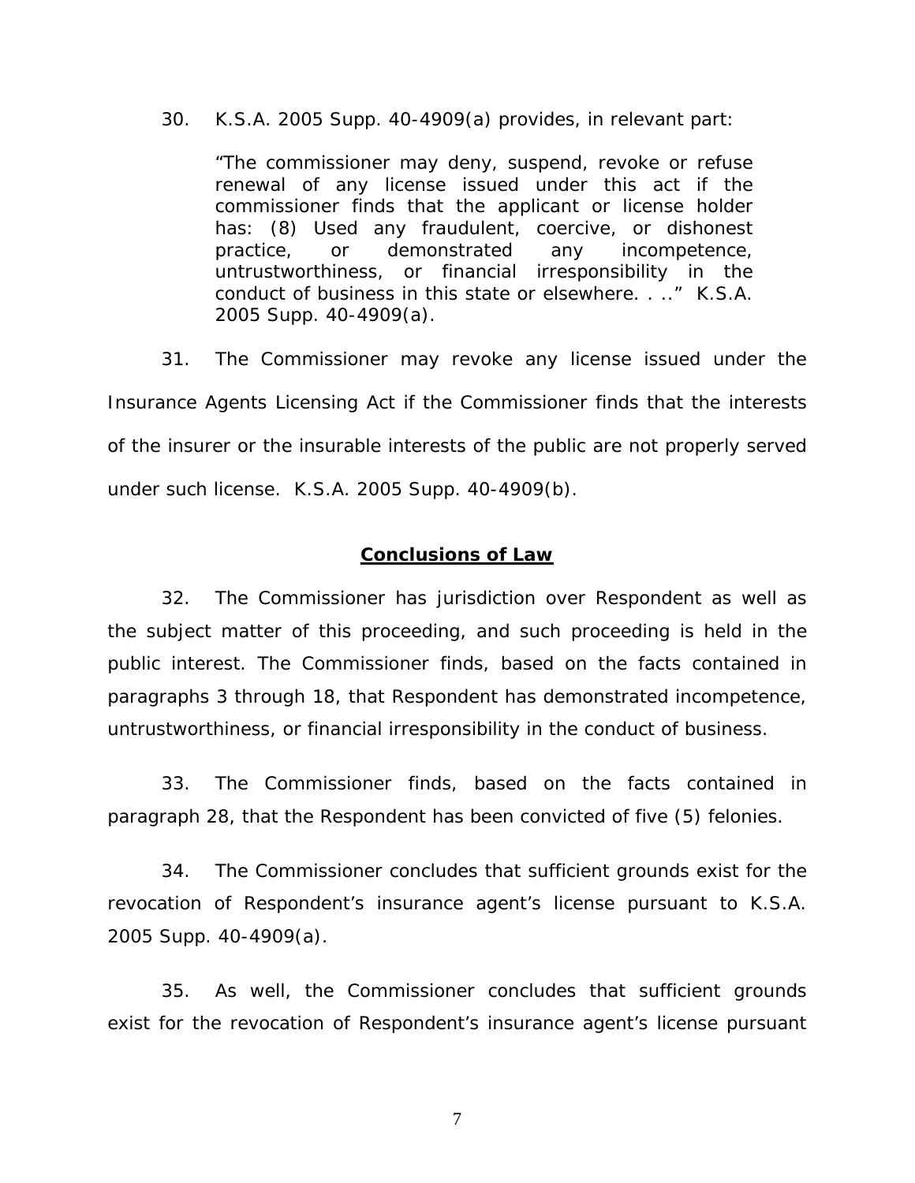30. K.S.A. 2005 Supp. 40-4909(a) provides, in relevant part:

> "The commissioner may deny, suspend, revoke or refuse renewal of any license issued under this act if the commissioner finds that the applicant or license holder has: (8) Used any fraudulent, coercive, or dishonest practice, or demonstrated any incompetence, untrustworthiness, or financial irresponsibility in the conduct of business in this state or elsewhere. . .." K.S.A. 2005 Supp. 40-4909(a).

31. The Commissioner may revoke any license issued under the Insurance Agents Licensing Act if the Commissioner finds that the interests of the insurer or the insurable interests of the public are not properly served under such license. K.S.A. 2005 Supp. 40-4909(b).

## **Conclusions of Law**

32. The Commissioner has jurisdiction over Respondent as well as the subject matter of this proceeding, and such proceeding is held in the public interest. The Commissioner finds, based on the facts contained in paragraphs 3 through 18, that Respondent has demonstrated incompetence, untrustworthiness, or financial irresponsibility in the conduct of business.

33. The Commissioner finds, based on the facts contained in paragraph 28, that the Respondent has been convicted of five (5) felonies.

34. The Commissioner concludes that sufficient grounds exist for the revocation of Respondent's insurance agent's license pursuant to K.S.A. 2005 Supp. 40-4909(a).

35. As well, the Commissioner concludes that sufficient grounds exist for the revocation of Respondent's insurance agent's license pursuant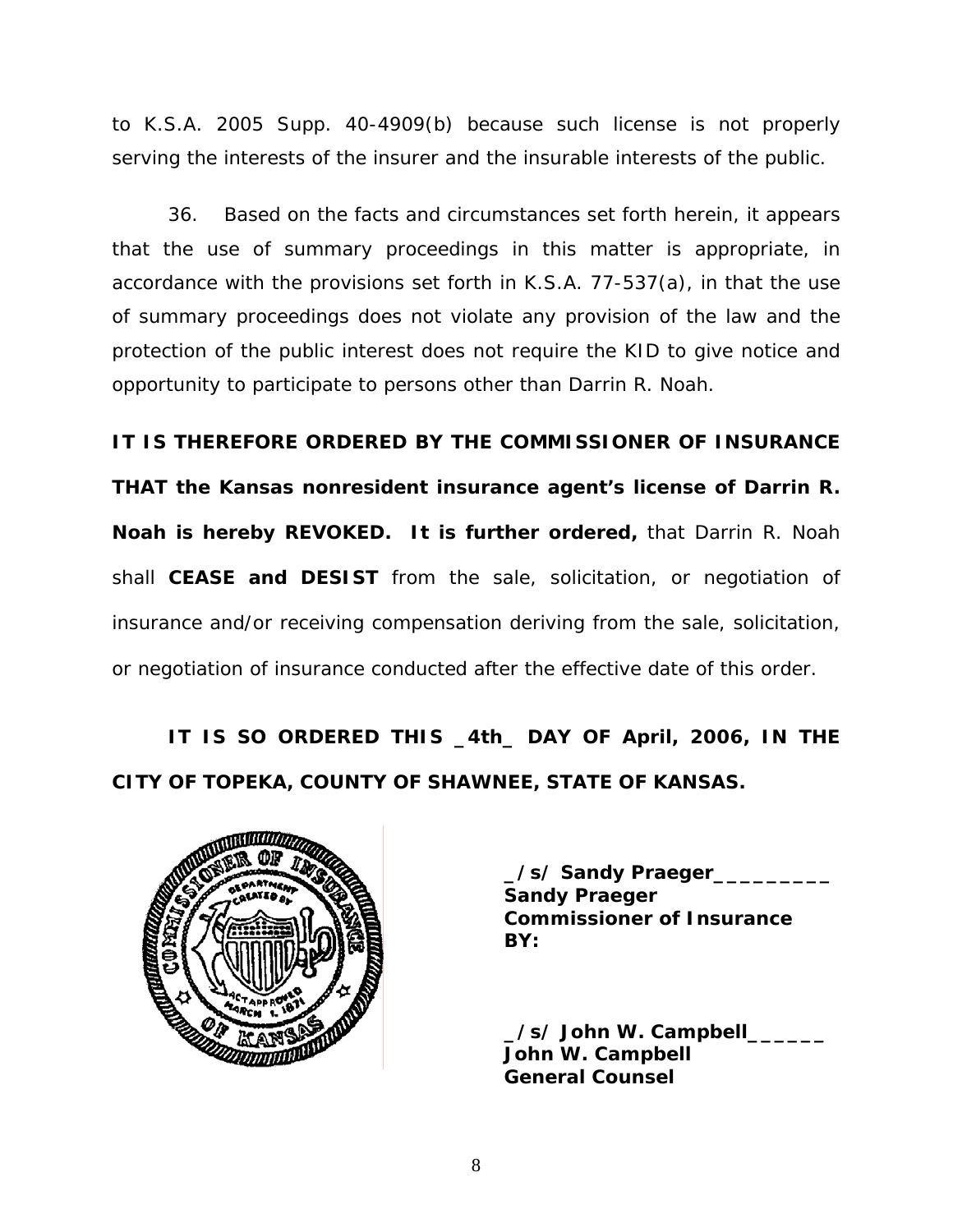to K.S.A. 2005 Supp. 40-4909(b) because such license is not properly serving the interests of the insurer and the insurable interests of the public.

36. Based on the facts and circumstances set forth herein, it appears that the use of summary proceedings in this matter is appropriate, in accordance with the provisions set forth in K.S.A. 77-537(a), in that the use of summary proceedings does not violate any provision of the law and the protection of the public interest does not require the KID to give notice and opportunity to participate to persons other than Darrin R. Noah.

**IT IS THEREFORE ORDERED BY THE COMMISSIONER OF INSURANCE THAT the Kansas nonresident insurance agent's license of Darrin R. Noah is hereby REVOKED. It is further ordered,** that Darrin R. Noah shall **CEASE and DESIST** from the sale, solicitation, or negotiation of insurance and/or receiving compensation deriving from the sale, solicitation, or negotiation of insurance conducted after the effective date of this order.

**IT IS SO ORDERED THIS _4th_ DAY OF April, 2006, IN THE CITY OF TOPEKA, COUNTY OF SHAWNEE, STATE OF KANSAS.**

**_/s/ Sandy Praeger_________**
**Sandy Praeger**
**Commissioner of Insurance**
**BY:**

**_/s/ John W. Campbell______**
**John W. Campbell**
**General Counsel**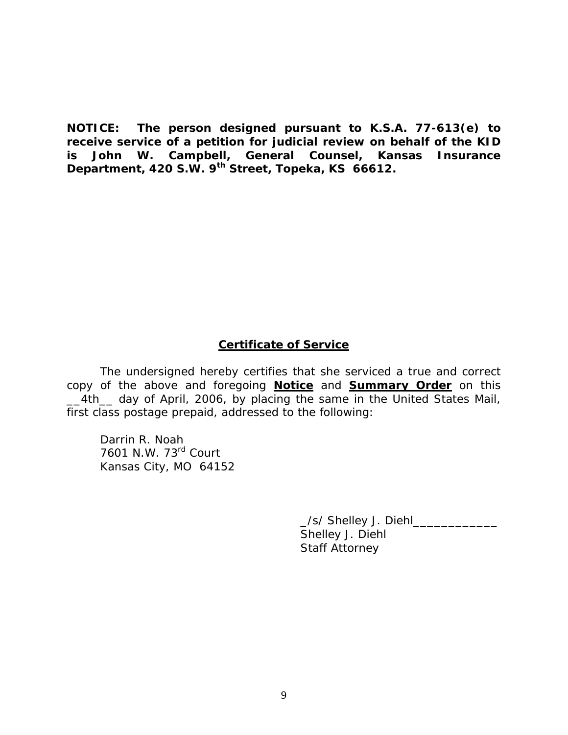**NOTICE: The person designed pursuant to K.S.A. 77-613(e) to receive service of a petition for judicial review on behalf of the KID is John W. Campbell, General Counsel, Kansas Insurance Department, 420 S.W. 9th Street, Topeka, KS 66612.**

## Certificate of Service

The undersigned hereby certifies that she serviced a true and correct copy of the above and foregoing **Notice** and **Summary Order** on this __4th__ day of April, 2006, by placing the same in the United States Mail, first class postage prepaid, addressed to the following:

Darrin R. Noah
7601 N.W. 73rd Court
Kansas City, MO 64152

_/s/ Shelley J. Diehl_____________
Shelley J. Diehl
Staff Attorney